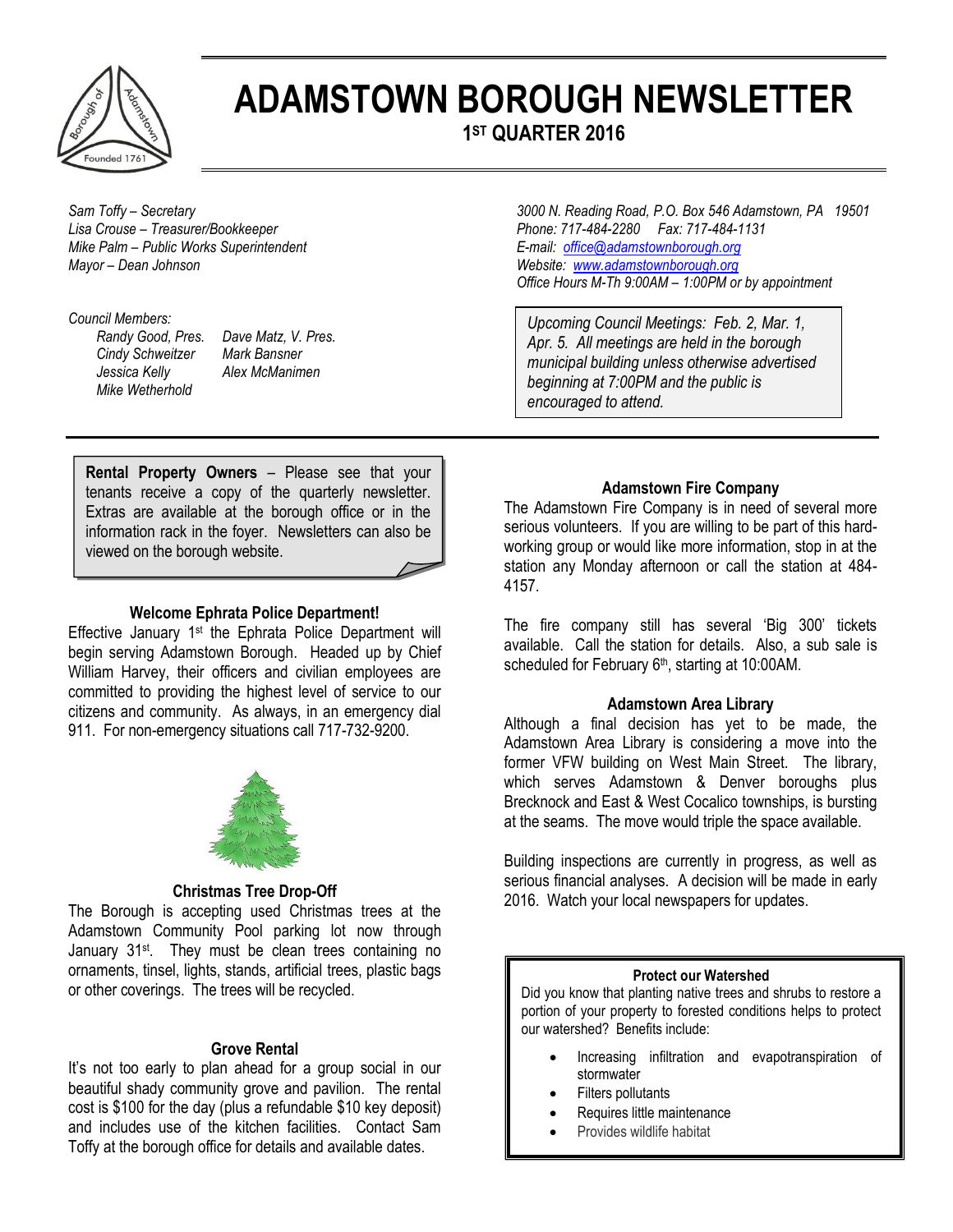# ADAMSTOWN BOROUGH NEWSLETTER

## 1ST QUARTER 2016

*Sam Toffy – Secretary*
*Lisa Crouse – Treasurer/Bookkeeper*
*Mike Palm – Public Works Superintendent*
*Mayor – Dean Johnson*

*Council Members:*

*Randy Good, Pres.* — *Dave Matz, V. Pres.*
*Cindy Schweitzer* — *Mark Bansner*
*Jessica Kelly* — *Alex McManimen*
*Mike Wetherhold*

*3000 N. Reading Road, P.O. Box 546 Adamstown, PA 19501*
*Phone: 717-484-2280 Fax: 717-484-1131*
*E-mail: office@adamstownborough.org*
*Website: www.adamstownborough.org*
*Office Hours M-Th 9:00AM – 1:00PM or by appointment*

*Upcoming Council Meetings: Feb. 2, Mar. 1, Apr. 5. All meetings are held in the borough municipal building unless otherwise advertised beginning at 7:00PM and the public is encouraged to attend.*

**Rental Property Owners** – Please see that your tenants receive a copy of the quarterly newsletter. Extras are available at the borough office or in the information rack in the foyer. Newsletters can also be viewed on the borough website.

### Welcome Ephrata Police Department!

Effective January 1st the Ephrata Police Department will begin serving Adamstown Borough. Headed up by Chief William Harvey, their officers and civilian employees are committed to providing the highest level of service to our citizens and community. As always, in an emergency dial 911. For non-emergency situations call 717-732-9200.

### Christmas Tree Drop-Off

The Borough is accepting used Christmas trees at the Adamstown Community Pool parking lot now through January 31st. They must be clean trees containing no ornaments, tinsel, lights, stands, artificial trees, plastic bags or other coverings. The trees will be recycled.

### Grove Rental

It's not too early to plan ahead for a group social in our beautiful shady community grove and pavilion. The rental cost is $100 for the day (plus a refundable $10 key deposit) and includes use of the kitchen facilities. Contact Sam Toffy at the borough office for details and available dates.

### Adamstown Fire Company

The Adamstown Fire Company is in need of several more serious volunteers. If you are willing to be part of this hard-working group or would like more information, stop in at the station any Monday afternoon or call the station at 484-4157.

The fire company still has several 'Big 300' tickets available. Call the station for details. Also, a sub sale is scheduled for February 6th, starting at 10:00AM.

### Adamstown Area Library

Although a final decision has yet to be made, the Adamstown Area Library is considering a move into the former VFW building on West Main Street. The library, which serves Adamstown & Denver boroughs plus Brecknock and East & West Cocalico townships, is bursting at the seams. The move would triple the space available.

Building inspections are currently in progress, as well as serious financial analyses. A decision will be made in early 2016. Watch your local newspapers for updates.

### Protect our Watershed

Did you know that planting native trees and shrubs to restore a portion of your property to forested conditions helps to protect our watershed? Benefits include:

- Increasing infiltration and evapotranspiration of stormwater
- Filters pollutants
- Requires little maintenance
- Provides wildlife habitat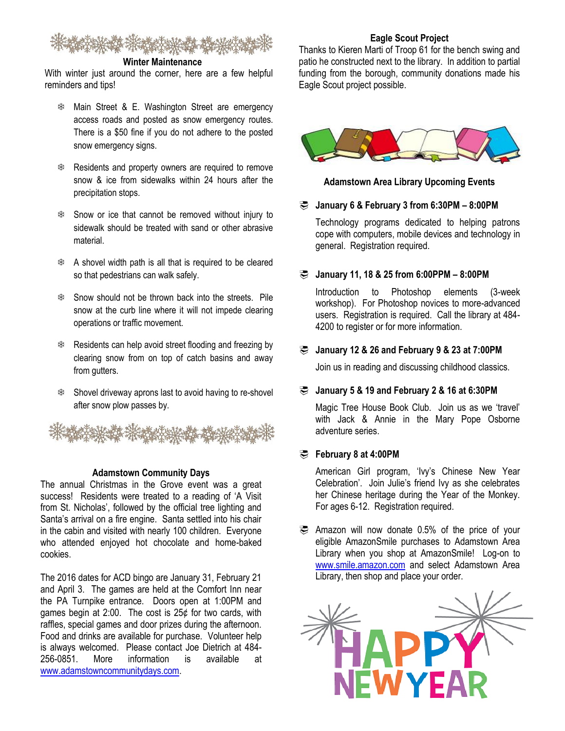## Winter Maintenance

With winter just around the corner, here are a few helpful reminders and tips!

- Main Street & E. Washington Street are emergency access roads and posted as snow emergency routes. There is a $50 fine if you do not adhere to the posted snow emergency signs.
- Residents and property owners are required to remove snow & ice from sidewalks within 24 hours after the precipitation stops.
- Snow or ice that cannot be removed without injury to sidewalk should be treated with sand or other abrasive material.
- A shovel width path is all that is required to be cleared so that pedestrians can walk safely.
- Snow should not be thrown back into the streets. Pile snow at the curb line where it will not impede clearing operations or traffic movement.
- Residents can help avoid street flooding and freezing by clearing snow from on top of catch basins and away from gutters.
- Shovel driveway aprons last to avoid having to re-shovel after snow plow passes by.

## Adamstown Community Days

The annual Christmas in the Grove event was a great success! Residents were treated to a reading of 'A Visit from St. Nicholas', followed by the official tree lighting and Santa's arrival on a fire engine. Santa settled into his chair in the cabin and visited with nearly 100 children. Everyone who attended enjoyed hot chocolate and home-baked cookies.

The 2016 dates for ACD bingo are January 31, February 21 and April 3. The games are held at the Comfort Inn near the PA Turnpike entrance. Doors open at 1:00PM and games begin at 2:00. The cost is 25¢ for two cards, with raffles, special games and door prizes during the afternoon. Food and drinks are available for purchase. Volunteer help is always welcomed. Please contact Joe Dietrich at 484-256-0851. More information is available at www.adamstowncommunitydays.com.

## Eagle Scout Project

Thanks to Kieren Marti of Troop 61 for the bench swing and patio he constructed next to the library. In addition to partial funding from the borough, community donations made his Eagle Scout project possible.

## Adamstown Area Library Upcoming Events

- **January 6 & February 3 from 6:30PM – 8:00PM**

  Technology programs dedicated to helping patrons cope with computers, mobile devices and technology in general. Registration required.

- **January 11, 18 & 25 from 6:00PPM – 8:00PM**

  Introduction to Photoshop elements (3-week workshop). For Photoshop novices to more-advanced users. Registration is required. Call the library at 484-4200 to register or for more information.

- **January 12 & 26 and February 9 & 23 at 7:00PM**

  Join us in reading and discussing childhood classics.

- **January 5 & 19 and February 2 & 16 at 6:30PM**

  Magic Tree House Book Club. Join us as we 'travel' with Jack & Annie in the Mary Pope Osborne adventure series.

- **February 8 at 4:00PM**

  American Girl program, 'Ivy's Chinese New Year Celebration'. Join Julie's friend Ivy as she celebrates her Chinese heritage during the Year of the Monkey. For ages 6-12. Registration required.

- Amazon will now donate 0.5% of the price of your eligible AmazonSmile purchases to Adamstown Area Library when you shop at AmazonSmile! Log-on to www.smile.amazon.com and select Adamstown Area Library, then shop and place your order.

HAPPY NEW YEAR